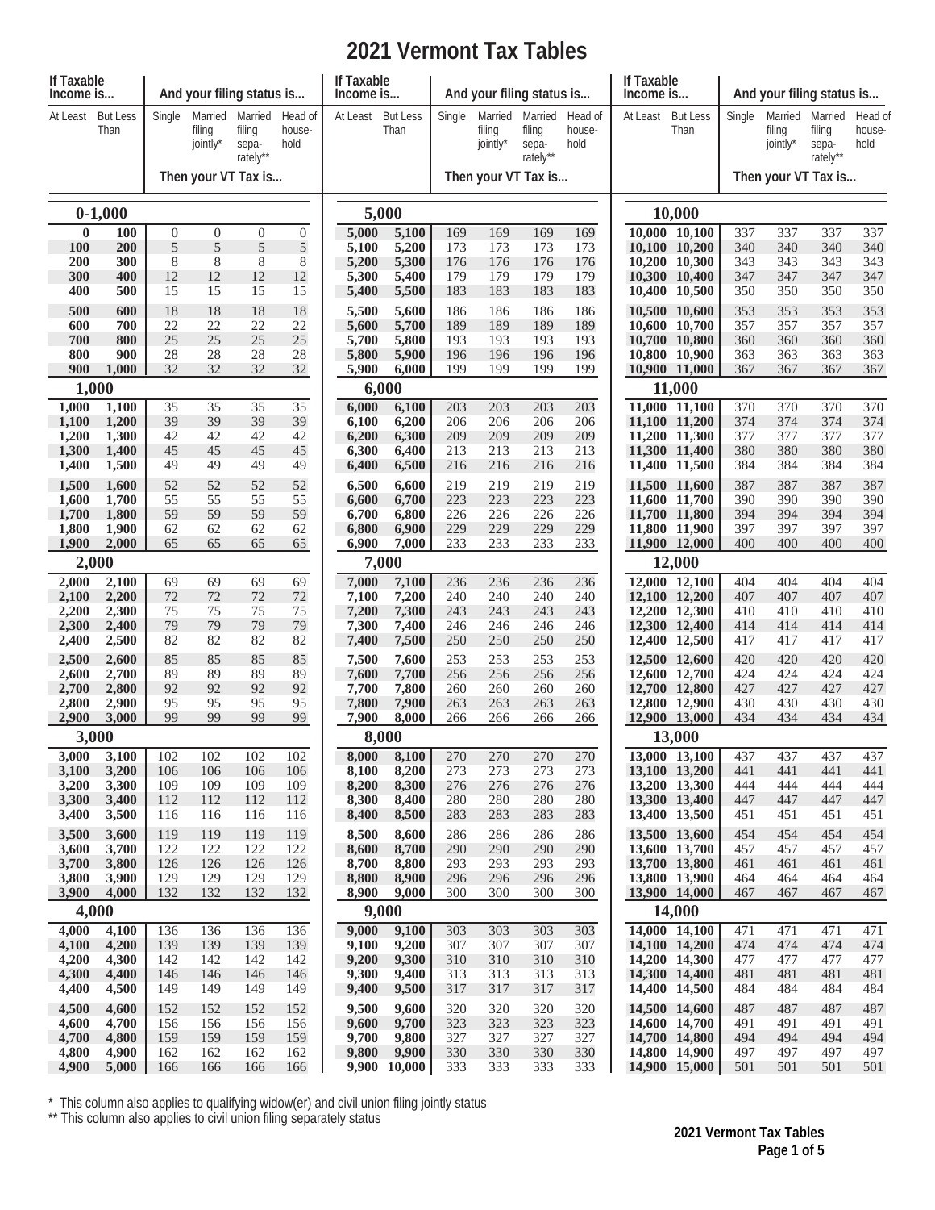# 2021 Vermont Tax Tables

| If Taxable Income is... | | And your filing status is... | | | |
|---|---|---|---|---|---|
| At Least | But Less Than | Single | Married filing jointly* | Married filing separately** | Head of household |
| | | Then your VT Tax is... | | | |
| **0-1,000** | | | | | |
| 0 | 100 | 0 | 0 | 0 | 0 |
| 100 | 200 | 5 | 5 | 5 | 5 |
| 200 | 300 | 8 | 8 | 8 | 8 |
| 300 | 400 | 12 | 12 | 12 | 12 |
| 400 | 500 | 15 | 15 | 15 | 15 |
| 500 | 600 | 18 | 18 | 18 | 18 |
| 600 | 700 | 22 | 22 | 22 | 22 |
| 700 | 800 | 25 | 25 | 25 | 25 |
| 800 | 900 | 28 | 28 | 28 | 28 |
| 900 | 1,000 | 32 | 32 | 32 | 32 |
| **1,000** | | | | | |
| 1,000 | 1,100 | 35 | 35 | 35 | 35 |
| 1,100 | 1,200 | 39 | 39 | 39 | 39 |
| 1,200 | 1,300 | 42 | 42 | 42 | 42 |
| 1,300 | 1,400 | 45 | 45 | 45 | 45 |
| 1,400 | 1,500 | 49 | 49 | 49 | 49 |
| 1,500 | 1,600 | 52 | 52 | 52 | 52 |
| 1,600 | 1,700 | 55 | 55 | 55 | 55 |
| 1,700 | 1,800 | 59 | 59 | 59 | 59 |
| 1,800 | 1,900 | 62 | 62 | 62 | 62 |
| 1,900 | 2,000 | 65 | 65 | 65 | 65 |
| **2,000** | | | | | |
| 2,000 | 2,100 | 69 | 69 | 69 | 69 |
| 2,100 | 2,200 | 72 | 72 | 72 | 72 |
| 2,200 | 2,300 | 75 | 75 | 75 | 75 |
| 2,300 | 2,400 | 79 | 79 | 79 | 79 |
| 2,400 | 2,500 | 82 | 82 | 82 | 82 |
| 2,500 | 2,600 | 85 | 85 | 85 | 85 |
| 2,600 | 2,700 | 89 | 89 | 89 | 89 |
| 2,700 | 2,800 | 92 | 92 | 92 | 92 |
| 2,800 | 2,900 | 95 | 95 | 95 | 95 |
| 2,900 | 3,000 | 99 | 99 | 99 | 99 |
| **3,000** | | | | | |
| 3,000 | 3,100 | 102 | 102 | 102 | 102 |
| 3,100 | 3,200 | 106 | 106 | 106 | 106 |
| 3,200 | 3,300 | 109 | 109 | 109 | 109 |
| 3,300 | 3,400 | 112 | 112 | 112 | 112 |
| 3,400 | 3,500 | 116 | 116 | 116 | 116 |
| 3,500 | 3,600 | 119 | 119 | 119 | 119 |
| 3,600 | 3,700 | 122 | 122 | 122 | 122 |
| 3,700 | 3,800 | 126 | 126 | 126 | 126 |
| 3,800 | 3,900 | 129 | 129 | 129 | 129 |
| 3,900 | 4,000 | 132 | 132 | 132 | 132 |
| **4,000** | | | | | |
| 4,000 | 4,100 | 136 | 136 | 136 | 136 |
| 4,100 | 4,200 | 139 | 139 | 139 | 139 |
| 4,200 | 4,300 | 142 | 142 | 142 | 142 |
| 4,300 | 4,400 | 146 | 146 | 146 | 146 |
| 4,400 | 4,500 | 149 | 149 | 149 | 149 |
| 4,500 | 4,600 | 152 | 152 | 152 | 152 |
| 4,600 | 4,700 | 156 | 156 | 156 | 156 |
| 4,700 | 4,800 | 159 | 159 | 159 | 159 |
| 4,800 | 4,900 | 162 | 162 | 162 | 162 |
| 4,900 | 5,000 | 166 | 166 | 166 | 166 |
| **5,000** | | | | | |
| 5,000 | 5,100 | 169 | 169 | 169 | 169 |
| 5,100 | 5,200 | 173 | 173 | 173 | 173 |
| 5,200 | 5,300 | 176 | 176 | 176 | 176 |
| 5,300 | 5,400 | 179 | 179 | 179 | 179 |
| 5,400 | 5,500 | 183 | 183 | 183 | 183 |
| 5,500 | 5,600 | 186 | 186 | 186 | 186 |
| 5,600 | 5,700 | 189 | 189 | 189 | 189 |
| 5,700 | 5,800 | 193 | 193 | 193 | 193 |
| 5,800 | 5,900 | 196 | 196 | 196 | 196 |
| 5,900 | 6,000 | 199 | 199 | 199 | 199 |
| **6,000** | | | | | |
| 6,000 | 6,100 | 203 | 203 | 203 | 203 |
| 6,100 | 6,200 | 206 | 206 | 206 | 206 |
| 6,200 | 6,300 | 209 | 209 | 209 | 209 |
| 6,300 | 6,400 | 213 | 213 | 213 | 213 |
| 6,400 | 6,500 | 216 | 216 | 216 | 216 |
| 6,500 | 6,600 | 219 | 219 | 219 | 219 |
| 6,600 | 6,700 | 223 | 223 | 223 | 223 |
| 6,700 | 6,800 | 226 | 226 | 226 | 226 |
| 6,800 | 6,900 | 229 | 229 | 229 | 229 |
| 6,900 | 7,000 | 233 | 233 | 233 | 233 |
| **7,000** | | | | | |
| 7,000 | 7,100 | 236 | 236 | 236 | 236 |
| 7,100 | 7,200 | 240 | 240 | 240 | 240 |
| 7,200 | 7,300 | 243 | 243 | 243 | 243 |
| 7,300 | 7,400 | 246 | 246 | 246 | 246 |
| 7,400 | 7,500 | 250 | 250 | 250 | 250 |
| 7,500 | 7,600 | 253 | 253 | 253 | 253 |
| 7,600 | 7,700 | 256 | 256 | 256 | 256 |
| 7,700 | 7,800 | 260 | 260 | 260 | 260 |
| 7,800 | 7,900 | 263 | 263 | 263 | 263 |
| 7,900 | 8,000 | 266 | 266 | 266 | 266 |
| **8,000** | | | | | |
| 8,000 | 8,100 | 270 | 270 | 270 | 270 |
| 8,100 | 8,200 | 273 | 273 | 273 | 273 |
| 8,200 | 8,300 | 276 | 276 | 276 | 276 |
| 8,300 | 8,400 | 280 | 280 | 280 | 280 |
| 8,400 | 8,500 | 283 | 283 | 283 | 283 |
| 8,500 | 8,600 | 286 | 286 | 286 | 286 |
| 8,600 | 8,700 | 290 | 290 | 290 | 290 |
| 8,700 | 8,800 | 293 | 293 | 293 | 293 |
| 8,800 | 8,900 | 296 | 296 | 296 | 296 |
| 8,900 | 9,000 | 300 | 300 | 300 | 300 |
| **9,000** | | | | | |
| 9,000 | 9,100 | 303 | 303 | 303 | 303 |
| 9,100 | 9,200 | 307 | 307 | 307 | 307 |
| 9,200 | 9,300 | 310 | 310 | 310 | 310 |
| 9,300 | 9,400 | 313 | 313 | 313 | 313 |
| 9,400 | 9,500 | 317 | 317 | 317 | 317 |
| 9,500 | 9,600 | 320 | 320 | 320 | 320 |
| 9,600 | 9,700 | 323 | 323 | 323 | 323 |
| 9,700 | 9,800 | 327 | 327 | 327 | 327 |
| 9,800 | 9,900 | 330 | 330 | 330 | 330 |
| 9,900 | 10,000 | 333 | 333 | 333 | 333 |
| **10,000** | | | | | |
| 10,000 | 10,100 | 337 | 337 | 337 | 337 |
| 10,100 | 10,200 | 340 | 340 | 340 | 340 |
| 10,200 | 10,300 | 343 | 343 | 343 | 343 |
| 10,300 | 10,400 | 347 | 347 | 347 | 347 |
| 10,400 | 10,500 | 350 | 350 | 350 | 350 |
| 10,500 | 10,600 | 353 | 353 | 353 | 353 |
| 10,600 | 10,700 | 357 | 357 | 357 | 357 |
| 10,700 | 10,800 | 360 | 360 | 360 | 360 |
| 10,800 | 10,900 | 363 | 363 | 363 | 363 |
| 10,900 | 11,000 | 367 | 367 | 367 | 367 |
| **11,000** | | | | | |
| 11,000 | 11,100 | 370 | 370 | 370 | 370 |
| 11,100 | 11,200 | 374 | 374 | 374 | 374 |
| 11,200 | 11,300 | 377 | 377 | 377 | 377 |
| 11,300 | 11,400 | 380 | 380 | 380 | 380 |
| 11,400 | 11,500 | 384 | 384 | 384 | 384 |
| 11,500 | 11,600 | 387 | 387 | 387 | 387 |
| 11,600 | 11,700 | 390 | 390 | 390 | 390 |
| 11,700 | 11,800 | 394 | 394 | 394 | 394 |
| 11,800 | 11,900 | 397 | 397 | 397 | 397 |
| 11,900 | 12,000 | 400 | 400 | 400 | 400 |
| **12,000** | | | | | |
| 12,000 | 12,100 | 404 | 404 | 404 | 404 |
| 12,100 | 12,200 | 407 | 407 | 407 | 407 |
| 12,200 | 12,300 | 410 | 410 | 410 | 410 |
| 12,300 | 12,400 | 414 | 414 | 414 | 414 |
| 12,400 | 12,500 | 417 | 417 | 417 | 417 |
| 12,500 | 12,600 | 420 | 420 | 420 | 420 |
| 12,600 | 12,700 | 424 | 424 | 424 | 424 |
| 12,700 | 12,800 | 427 | 427 | 427 | 427 |
| 12,800 | 12,900 | 430 | 430 | 430 | 430 |
| 12,900 | 13,000 | 434 | 434 | 434 | 434 |
| **13,000** | | | | | |
| 13,000 | 13,100 | 437 | 437 | 437 | 437 |
| 13,100 | 13,200 | 441 | 441 | 441 | 441 |
| 13,200 | 13,300 | 444 | 444 | 444 | 444 |
| 13,300 | 13,400 | 447 | 447 | 447 | 447 |
| 13,400 | 13,500 | 451 | 451 | 451 | 451 |
| 13,500 | 13,600 | 454 | 454 | 454 | 454 |
| 13,600 | 13,700 | 457 | 457 | 457 | 457 |
| 13,700 | 13,800 | 461 | 461 | 461 | 461 |
| 13,800 | 13,900 | 464 | 464 | 464 | 464 |
| 13,900 | 14,000 | 467 | 467 | 467 | 467 |
| **14,000** | | | | | |
| 14,000 | 14,100 | 471 | 471 | 471 | 471 |
| 14,100 | 14,200 | 474 | 474 | 474 | 474 |
| 14,200 | 14,300 | 477 | 477 | 477 | 477 |
| 14,300 | 14,400 | 481 | 481 | 481 | 481 |
| 14,400 | 14,500 | 484 | 484 | 484 | 484 |
| 14,500 | 14,600 | 487 | 487 | 487 | 487 |
| 14,600 | 14,700 | 491 | 491 | 491 | 491 |
| 14,700 | 14,800 | 494 | 494 | 494 | 494 |
| 14,800 | 14,900 | 497 | 497 | 497 | 497 |
| 14,900 | 15,000 | 501 | 501 | 501 | 501 |

\* This column also applies to qualifying widow(er) and civil union filing jointly status

** This column also applies to civil union filing separately status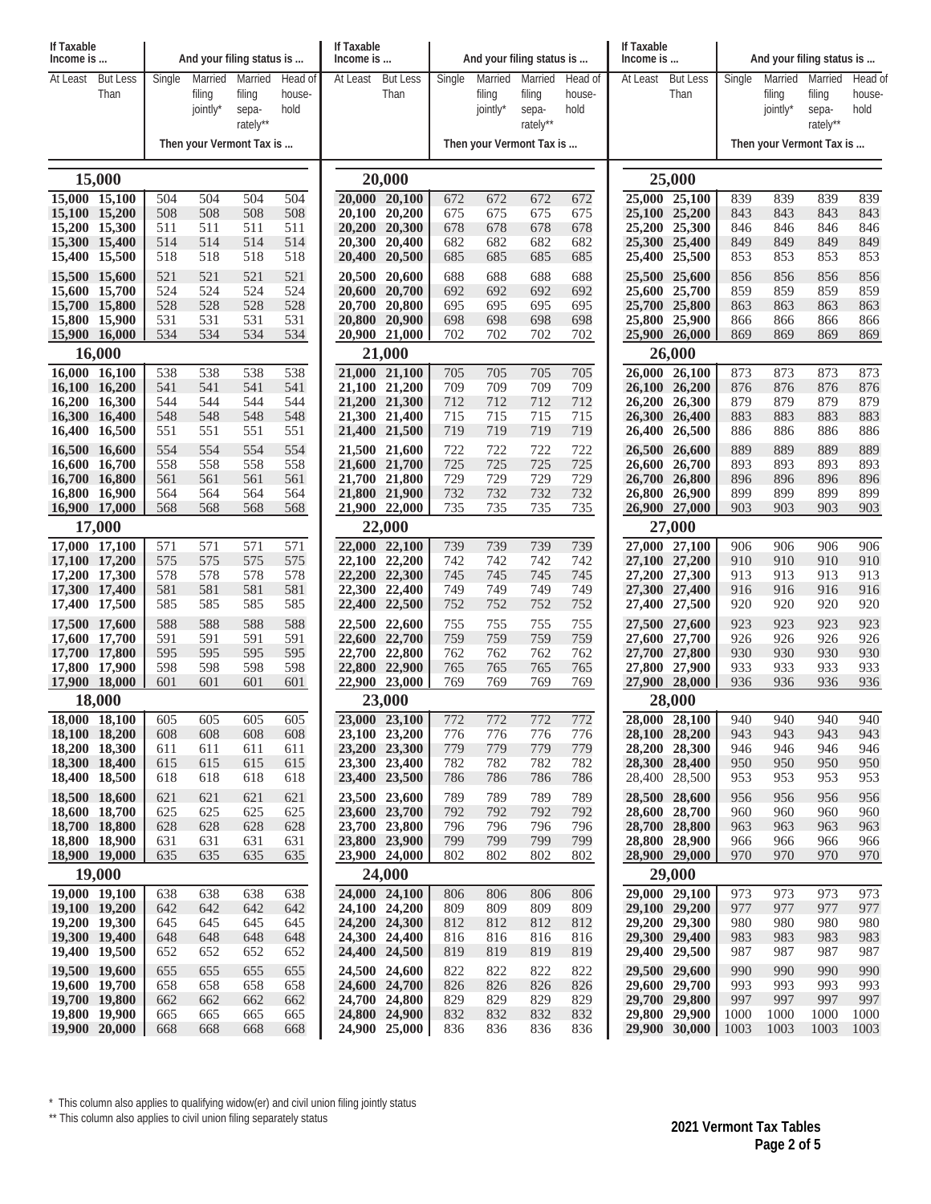| If Taxable Income is ... | | And your filing status is ... | | | |
|---|---|---|---|---|---|
| At Least | But Less Than | Single | Married filing jointly* | Married filing separately** | Head of household |
| | | Then your Vermont Tax is ... | | | |
| **15,000** | | | | | |
| 15,000 | 15,100 | 504 | 504 | 504 | 504 |
| 15,100 | 15,200 | 508 | 508 | 508 | 508 |
| 15,200 | 15,300 | 511 | 511 | 511 | 511 |
| 15,300 | 15,400 | 514 | 514 | 514 | 514 |
| 15,400 | 15,500 | 518 | 518 | 518 | 518 |
| 15,500 | 15,600 | 521 | 521 | 521 | 521 |
| 15,600 | 15,700 | 524 | 524 | 524 | 524 |
| 15,700 | 15,800 | 528 | 528 | 528 | 528 |
| 15,800 | 15,900 | 531 | 531 | 531 | 531 |
| 15,900 | 16,000 | 534 | 534 | 534 | 534 |
| **16,000** | | | | | |
| 16,000 | 16,100 | 538 | 538 | 538 | 538 |
| 16,100 | 16,200 | 541 | 541 | 541 | 541 |
| 16,200 | 16,300 | 544 | 544 | 544 | 544 |
| 16,300 | 16,400 | 548 | 548 | 548 | 548 |
| 16,400 | 16,500 | 551 | 551 | 551 | 551 |
| 16,500 | 16,600 | 554 | 554 | 554 | 554 |
| 16,600 | 16,700 | 558 | 558 | 558 | 558 |
| 16,700 | 16,800 | 561 | 561 | 561 | 561 |
| 16,800 | 16,900 | 564 | 564 | 564 | 564 |
| 16,900 | 17,000 | 568 | 568 | 568 | 568 |
| **17,000** | | | | | |
| 17,000 | 17,100 | 571 | 571 | 571 | 571 |
| 17,100 | 17,200 | 575 | 575 | 575 | 575 |
| 17,200 | 17,300 | 578 | 578 | 578 | 578 |
| 17,300 | 17,400 | 581 | 581 | 581 | 581 |
| 17,400 | 17,500 | 585 | 585 | 585 | 585 |
| 17,500 | 17,600 | 588 | 588 | 588 | 588 |
| 17,600 | 17,700 | 591 | 591 | 591 | 591 |
| 17,700 | 17,800 | 595 | 595 | 595 | 595 |
| 17,800 | 17,900 | 598 | 598 | 598 | 598 |
| 17,900 | 18,000 | 601 | 601 | 601 | 601 |
| **18,000** | | | | | |
| 18,000 | 18,100 | 605 | 605 | 605 | 605 |
| 18,100 | 18,200 | 608 | 608 | 608 | 608 |
| 18,200 | 18,300 | 611 | 611 | 611 | 611 |
| 18,300 | 18,400 | 615 | 615 | 615 | 615 |
| 18,400 | 18,500 | 618 | 618 | 618 | 618 |
| 18,500 | 18,600 | 621 | 621 | 621 | 621 |
| 18,600 | 18,700 | 625 | 625 | 625 | 625 |
| 18,700 | 18,800 | 628 | 628 | 628 | 628 |
| 18,800 | 18,900 | 631 | 631 | 631 | 631 |
| 18,900 | 19,000 | 635 | 635 | 635 | 635 |
| **19,000** | | | | | |
| 19,000 | 19,100 | 638 | 638 | 638 | 638 |
| 19,100 | 19,200 | 642 | 642 | 642 | 642 |
| 19,200 | 19,300 | 645 | 645 | 645 | 645 |
| 19,300 | 19,400 | 648 | 648 | 648 | 648 |
| 19,400 | 19,500 | 652 | 652 | 652 | 652 |
| 19,500 | 19,600 | 655 | 655 | 655 | 655 |
| 19,600 | 19,700 | 658 | 658 | 658 | 658 |
| 19,700 | 19,800 | 662 | 662 | 662 | 662 |
| 19,800 | 19,900 | 665 | 665 | 665 | 665 |
| 19,900 | 20,000 | 668 | 668 | 668 | 668 |
| **20,000** | | | | | |
| 20,000 | 20,100 | 672 | 672 | 672 | 672 |
| 20,100 | 20,200 | 675 | 675 | 675 | 675 |
| 20,200 | 20,300 | 678 | 678 | 678 | 678 |
| 20,300 | 20,400 | 682 | 682 | 682 | 682 |
| 20,400 | 20,500 | 685 | 685 | 685 | 685 |
| 20,500 | 20,600 | 688 | 688 | 688 | 688 |
| 20,600 | 20,700 | 692 | 692 | 692 | 692 |
| 20,700 | 20,800 | 695 | 695 | 695 | 695 |
| 20,800 | 20,900 | 698 | 698 | 698 | 698 |
| 20,900 | 21,000 | 702 | 702 | 702 | 702 |
| **21,000** | | | | | |
| 21,000 | 21,100 | 705 | 705 | 705 | 705 |
| 21,100 | 21,200 | 709 | 709 | 709 | 709 |
| 21,200 | 21,300 | 712 | 712 | 712 | 712 |
| 21,300 | 21,400 | 715 | 715 | 715 | 715 |
| 21,400 | 21,500 | 719 | 719 | 719 | 719 |
| 21,500 | 21,600 | 722 | 722 | 722 | 722 |
| 21,600 | 21,700 | 725 | 725 | 725 | 725 |
| 21,700 | 21,800 | 729 | 729 | 729 | 729 |
| 21,800 | 21,900 | 732 | 732 | 732 | 732 |
| 21,900 | 22,000 | 735 | 735 | 735 | 735 |
| **22,000** | | | | | |
| 22,000 | 22,100 | 739 | 739 | 739 | 739 |
| 22,100 | 22,200 | 742 | 742 | 742 | 742 |
| 22,200 | 22,300 | 745 | 745 | 745 | 745 |
| 22,300 | 22,400 | 749 | 749 | 749 | 749 |
| 22,400 | 22,500 | 752 | 752 | 752 | 752 |
| 22,500 | 22,600 | 755 | 755 | 755 | 755 |
| 22,600 | 22,700 | 759 | 759 | 759 | 759 |
| 22,700 | 22,800 | 762 | 762 | 762 | 762 |
| 22,800 | 22,900 | 765 | 765 | 765 | 765 |
| 22,900 | 23,000 | 769 | 769 | 769 | 769 |
| **23,000** | | | | | |
| 23,000 | 23,100 | 772 | 772 | 772 | 772 |
| 23,100 | 23,200 | 776 | 776 | 776 | 776 |
| 23,200 | 23,300 | 779 | 779 | 779 | 779 |
| 23,300 | 23,400 | 782 | 782 | 782 | 782 |
| 23,400 | 23,500 | 786 | 786 | 786 | 786 |
| 23,500 | 23,600 | 789 | 789 | 789 | 789 |
| 23,600 | 23,700 | 792 | 792 | 792 | 792 |
| 23,700 | 23,800 | 796 | 796 | 796 | 796 |
| 23,800 | 23,900 | 799 | 799 | 799 | 799 |
| 23,900 | 24,000 | 802 | 802 | 802 | 802 |
| **24,000** | | | | | |
| 24,000 | 24,100 | 806 | 806 | 806 | 806 |
| 24,100 | 24,200 | 809 | 809 | 809 | 809 |
| 24,200 | 24,300 | 812 | 812 | 812 | 812 |
| 24,300 | 24,400 | 816 | 816 | 816 | 816 |
| 24,400 | 24,500 | 819 | 819 | 819 | 819 |
| 24,500 | 24,600 | 822 | 822 | 822 | 822 |
| 24,600 | 24,700 | 826 | 826 | 826 | 826 |
| 24,700 | 24,800 | 829 | 829 | 829 | 829 |
| 24,800 | 24,900 | 832 | 832 | 832 | 832 |
| 24,900 | 25,000 | 836 | 836 | 836 | 836 |
| **25,000** | | | | | |
| 25,000 | 25,100 | 839 | 839 | 839 | 839 |
| 25,100 | 25,200 | 843 | 843 | 843 | 843 |
| 25,200 | 25,300 | 846 | 846 | 846 | 846 |
| 25,300 | 25,400 | 849 | 849 | 849 | 849 |
| 25,400 | 25,500 | 853 | 853 | 853 | 853 |
| 25,500 | 25,600 | 856 | 856 | 856 | 856 |
| 25,600 | 25,700 | 859 | 859 | 859 | 859 |
| 25,700 | 25,800 | 863 | 863 | 863 | 863 |
| 25,800 | 25,900 | 866 | 866 | 866 | 866 |
| 25,900 | 26,000 | 869 | 869 | 869 | 869 |
| **26,000** | | | | | |
| 26,000 | 26,100 | 873 | 873 | 873 | 873 |
| 26,100 | 26,200 | 876 | 876 | 876 | 876 |
| 26,200 | 26,300 | 879 | 879 | 879 | 879 |
| 26,300 | 26,400 | 883 | 883 | 883 | 883 |
| 26,400 | 26,500 | 886 | 886 | 886 | 886 |
| 26,500 | 26,600 | 889 | 889 | 889 | 889 |
| 26,600 | 26,700 | 893 | 893 | 893 | 893 |
| 26,700 | 26,800 | 896 | 896 | 896 | 896 |
| 26,800 | 26,900 | 899 | 899 | 899 | 899 |
| 26,900 | 27,000 | 903 | 903 | 903 | 903 |
| **27,000** | | | | | |
| 27,000 | 27,100 | 906 | 906 | 906 | 906 |
| 27,100 | 27,200 | 910 | 910 | 910 | 910 |
| 27,200 | 27,300 | 913 | 913 | 913 | 913 |
| 27,300 | 27,400 | 916 | 916 | 916 | 916 |
| 27,400 | 27,500 | 920 | 920 | 920 | 920 |
| 27,500 | 27,600 | 923 | 923 | 923 | 923 |
| 27,600 | 27,700 | 926 | 926 | 926 | 926 |
| 27,700 | 27,800 | 930 | 930 | 930 | 930 |
| 27,800 | 27,900 | 933 | 933 | 933 | 933 |
| 27,900 | 28,000 | 936 | 936 | 936 | 936 |
| **28,000** | | | | | |
| 28,000 | 28,100 | 940 | 940 | 940 | 940 |
| 28,100 | 28,200 | 943 | 943 | 943 | 943 |
| 28,200 | 28,300 | 946 | 946 | 946 | 946 |
| 28,300 | 28,400 | 950 | 950 | 950 | 950 |
| 28,400 | 28,500 | 953 | 953 | 953 | 953 |
| 28,500 | 28,600 | 956 | 956 | 956 | 956 |
| 28,600 | 28,700 | 960 | 960 | 960 | 960 |
| 28,700 | 28,800 | 963 | 963 | 963 | 963 |
| 28,800 | 28,900 | 966 | 966 | 966 | 966 |
| 28,900 | 29,000 | 970 | 970 | 970 | 970 |
| **29,000** | | | | | |
| 29,000 | 29,100 | 973 | 973 | 973 | 973 |
| 29,100 | 29,200 | 977 | 977 | 977 | 977 |
| 29,200 | 29,300 | 980 | 980 | 980 | 980 |
| 29,300 | 29,400 | 983 | 983 | 983 | 983 |
| 29,400 | 29,500 | 987 | 987 | 987 | 987 |
| 29,500 | 29,600 | 990 | 990 | 990 | 990 |
| 29,600 | 29,700 | 993 | 993 | 993 | 993 |
| 29,700 | 29,800 | 997 | 997 | 997 | 997 |
| 29,800 | 29,900 | 1000 | 1000 | 1000 | 1000 |
| 29,900 | 30,000 | 1003 | 1003 | 1003 | 1003 |

* This column also applies to qualifying widow(er) and civil union filing jointly status

** This column also applies to civil union filing separately status

**2021 Vermont Tax Tables**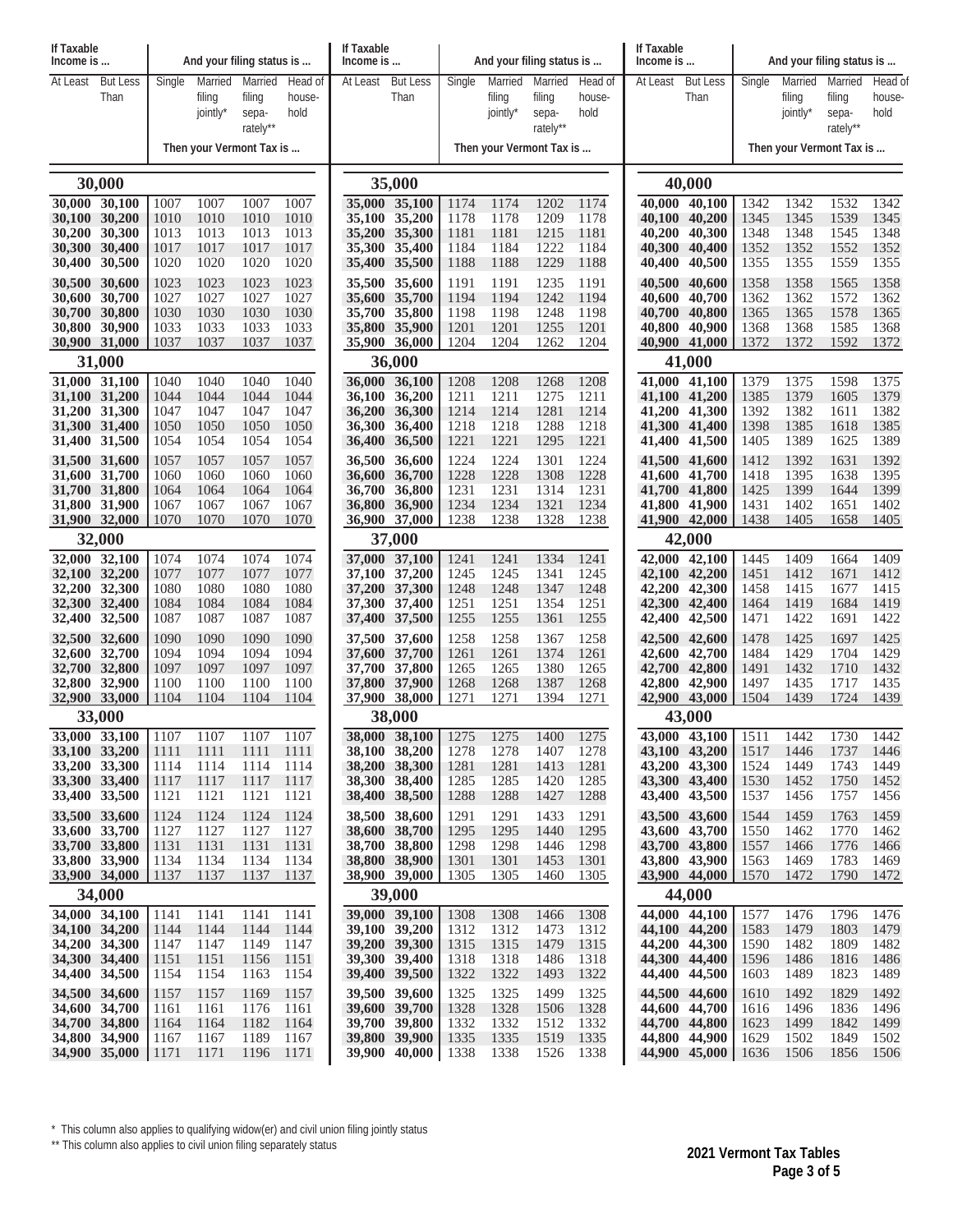| If Taxable Income is ... | | And your filing status is ... | | | | If Taxable Income is ... | | And your filing status is ... | | | | If Taxable Income is ... | | And your filing status is ... | | | |
|---|---|---|---|---|---|---|---|---|---|---|---|---|---|---|---|---|---|
| At Least | But Less Than | Single | Married filing jointly* | Married filing separately** | Head of household | At Least | But Less Than | Single | Married filing jointly* | Married filing separately** | Head of household | At Least | But Less Than | Single | Married filing jointly* | Married filing separately** | Head of household |
| | | Then your Vermont Tax is ... | | | | | | Then your Vermont Tax is ... | | | | | | Then your Vermont Tax is ... | | | |
| **30,000** | | | | | | **35,000** | | | | | | **40,000** | | | | | |
| 30,000 | 30,100 | 1007 | 1007 | 1007 | 1007 | 35,000 | 35,100 | 1174 | 1174 | 1202 | 1174 | 40,000 | 40,100 | 1342 | 1342 | 1532 | 1342 |
| 30,100 | 30,200 | 1010 | 1010 | 1010 | 1010 | 35,100 | 35,200 | 1178 | 1178 | 1209 | 1178 | 40,100 | 40,200 | 1345 | 1345 | 1539 | 1345 |
| 30,200 | 30,300 | 1013 | 1013 | 1013 | 1013 | 35,200 | 35,300 | 1181 | 1181 | 1215 | 1181 | 40,200 | 40,300 | 1348 | 1348 | 1545 | 1348 |
| 30,300 | 30,400 | 1017 | 1017 | 1017 | 1017 | 35,300 | 35,400 | 1184 | 1184 | 1222 | 1184 | 40,300 | 40,400 | 1352 | 1352 | 1552 | 1352 |
| 30,400 | 30,500 | 1020 | 1020 | 1020 | 1020 | 35,400 | 35,500 | 1188 | 1188 | 1229 | 1188 | 40,400 | 40,500 | 1355 | 1355 | 1559 | 1355 |
| 30,500 | 30,600 | 1023 | 1023 | 1023 | 1023 | 35,500 | 35,600 | 1191 | 1191 | 1235 | 1191 | 40,500 | 40,600 | 1358 | 1358 | 1565 | 1358 |
| 30,600 | 30,700 | 1027 | 1027 | 1027 | 1027 | 35,600 | 35,700 | 1194 | 1194 | 1242 | 1194 | 40,600 | 40,700 | 1362 | 1362 | 1572 | 1362 |
| 30,700 | 30,800 | 1030 | 1030 | 1030 | 1030 | 35,700 | 35,800 | 1198 | 1198 | 1248 | 1198 | 40,700 | 40,800 | 1365 | 1365 | 1578 | 1365 |
| 30,800 | 30,900 | 1033 | 1033 | 1033 | 1033 | 35,800 | 35,900 | 1201 | 1201 | 1255 | 1201 | 40,800 | 40,900 | 1368 | 1368 | 1585 | 1368 |
| 30,900 | 31,000 | 1037 | 1037 | 1037 | 1037 | 35,900 | 36,000 | 1204 | 1204 | 1262 | 1204 | 40,900 | 41,000 | 1372 | 1372 | 1592 | 1372 |
| **31,000** | | | | | | **36,000** | | | | | | **41,000** | | | | | |
| 31,000 | 31,100 | 1040 | 1040 | 1040 | 1040 | 36,000 | 36,100 | 1208 | 1208 | 1268 | 1208 | 41,000 | 41,100 | 1379 | 1375 | 1598 | 1375 |
| 31,100 | 31,200 | 1044 | 1044 | 1044 | 1044 | 36,100 | 36,200 | 1211 | 1211 | 1275 | 1211 | 41,100 | 41,200 | 1385 | 1379 | 1605 | 1379 |
| 31,200 | 31,300 | 1047 | 1047 | 1047 | 1047 | 36,200 | 36,300 | 1214 | 1214 | 1281 | 1214 | 41,200 | 41,300 | 1392 | 1382 | 1611 | 1382 |
| 31,300 | 31,400 | 1050 | 1050 | 1050 | 1050 | 36,300 | 36,400 | 1218 | 1218 | 1288 | 1218 | 41,300 | 41,400 | 1398 | 1385 | 1618 | 1385 |
| 31,400 | 31,500 | 1054 | 1054 | 1054 | 1054 | 36,400 | 36,500 | 1221 | 1221 | 1295 | 1221 | 41,400 | 41,500 | 1405 | 1389 | 1625 | 1389 |
| 31,500 | 31,600 | 1057 | 1057 | 1057 | 1057 | 36,500 | 36,600 | 1224 | 1224 | 1301 | 1224 | 41,500 | 41,600 | 1412 | 1392 | 1631 | 1392 |
| 31,600 | 31,700 | 1060 | 1060 | 1060 | 1060 | 36,600 | 36,700 | 1228 | 1228 | 1308 | 1228 | 41,600 | 41,700 | 1418 | 1395 | 1638 | 1395 |
| 31,700 | 31,800 | 1064 | 1064 | 1064 | 1064 | 36,700 | 36,800 | 1231 | 1231 | 1314 | 1231 | 41,700 | 41,800 | 1425 | 1399 | 1644 | 1399 |
| 31,800 | 31,900 | 1067 | 1067 | 1067 | 1067 | 36,800 | 36,900 | 1234 | 1234 | 1321 | 1234 | 41,800 | 41,900 | 1431 | 1402 | 1651 | 1402 |
| 31,900 | 32,000 | 1070 | 1070 | 1070 | 1070 | 36,900 | 37,000 | 1238 | 1238 | 1328 | 1238 | 41,900 | 42,000 | 1438 | 1405 | 1658 | 1405 |
| **32,000** | | | | | | **37,000** | | | | | | **42,000** | | | | | |
| 32,000 | 32,100 | 1074 | 1074 | 1074 | 1074 | 37,000 | 37,100 | 1241 | 1241 | 1334 | 1241 | 42,000 | 42,100 | 1445 | 1409 | 1664 | 1409 |
| 32,100 | 32,200 | 1077 | 1077 | 1077 | 1077 | 37,100 | 37,200 | 1245 | 1245 | 1341 | 1245 | 42,100 | 42,200 | 1451 | 1412 | 1671 | 1412 |
| 32,200 | 32,300 | 1080 | 1080 | 1080 | 1080 | 37,200 | 37,300 | 1248 | 1248 | 1347 | 1248 | 42,200 | 42,300 | 1458 | 1415 | 1677 | 1415 |
| 32,300 | 32,400 | 1084 | 1084 | 1084 | 1084 | 37,300 | 37,400 | 1251 | 1251 | 1354 | 1251 | 42,300 | 42,400 | 1464 | 1419 | 1684 | 1419 |
| 32,400 | 32,500 | 1087 | 1087 | 1087 | 1087 | 37,400 | 37,500 | 1255 | 1255 | 1361 | 1255 | 42,400 | 42,500 | 1471 | 1422 | 1691 | 1422 |
| 32,500 | 32,600 | 1090 | 1090 | 1090 | 1090 | 37,500 | 37,600 | 1258 | 1258 | 1367 | 1258 | 42,500 | 42,600 | 1478 | 1425 | 1697 | 1425 |
| 32,600 | 32,700 | 1094 | 1094 | 1094 | 1094 | 37,600 | 37,700 | 1261 | 1261 | 1374 | 1261 | 42,600 | 42,700 | 1484 | 1429 | 1704 | 1429 |
| 32,700 | 32,800 | 1097 | 1097 | 1097 | 1097 | 37,700 | 37,800 | 1265 | 1265 | 1380 | 1265 | 42,700 | 42,800 | 1491 | 1432 | 1710 | 1432 |
| 32,800 | 32,900 | 1100 | 1100 | 1100 | 1100 | 37,800 | 37,900 | 1268 | 1268 | 1387 | 1268 | 42,800 | 42,900 | 1497 | 1435 | 1717 | 1435 |
| 32,900 | 33,000 | 1104 | 1104 | 1104 | 1104 | 37,900 | 38,000 | 1271 | 1271 | 1394 | 1271 | 42,900 | 43,000 | 1504 | 1439 | 1724 | 1439 |
| **33,000** | | | | | | **38,000** | | | | | | **43,000** | | | | | |
| 33,000 | 33,100 | 1107 | 1107 | 1107 | 1107 | 38,000 | 38,100 | 1275 | 1275 | 1400 | 1275 | 43,000 | 43,100 | 1511 | 1442 | 1730 | 1442 |
| 33,100 | 33,200 | 1111 | 1111 | 1111 | 1111 | 38,100 | 38,200 | 1278 | 1278 | 1407 | 1278 | 43,100 | 43,200 | 1517 | 1446 | 1737 | 1446 |
| 33,200 | 33,300 | 1114 | 1114 | 1114 | 1114 | 38,200 | 38,300 | 1281 | 1281 | 1413 | 1281 | 43,200 | 43,300 | 1524 | 1449 | 1743 | 1449 |
| 33,300 | 33,400 | 1117 | 1117 | 1117 | 1117 | 38,300 | 38,400 | 1285 | 1285 | 1420 | 1285 | 43,300 | 43,400 | 1530 | 1452 | 1750 | 1452 |
| 33,400 | 33,500 | 1121 | 1121 | 1121 | 1121 | 38,400 | 38,500 | 1288 | 1288 | 1427 | 1288 | 43,400 | 43,500 | 1537 | 1456 | 1757 | 1456 |
| 33,500 | 33,600 | 1124 | 1124 | 1124 | 1124 | 38,500 | 38,600 | 1291 | 1291 | 1433 | 1291 | 43,500 | 43,600 | 1544 | 1459 | 1763 | 1459 |
| 33,600 | 33,700 | 1127 | 1127 | 1127 | 1127 | 38,600 | 38,700 | 1295 | 1295 | 1440 | 1295 | 43,600 | 43,700 | 1550 | 1462 | 1770 | 1462 |
| 33,700 | 33,800 | 1131 | 1131 | 1131 | 1131 | 38,700 | 38,800 | 1298 | 1298 | 1446 | 1298 | 43,700 | 43,800 | 1557 | 1466 | 1776 | 1466 |
| 33,800 | 33,900 | 1134 | 1134 | 1134 | 1134 | 38,800 | 38,900 | 1301 | 1301 | 1453 | 1301 | 43,800 | 43,900 | 1563 | 1469 | 1783 | 1469 |
| 33,900 | 34,000 | 1137 | 1137 | 1137 | 1137 | 38,900 | 39,000 | 1305 | 1305 | 1460 | 1305 | 43,900 | 44,000 | 1570 | 1472 | 1790 | 1472 |
| **34,000** | | | | | | **39,000** | | | | | | **44,000** | | | | | |
| 34,000 | 34,100 | 1141 | 1141 | 1141 | 1141 | 39,000 | 39,100 | 1308 | 1308 | 1466 | 1308 | 44,000 | 44,100 | 1577 | 1476 | 1796 | 1476 |
| 34,100 | 34,200 | 1144 | 1144 | 1144 | 1144 | 39,100 | 39,200 | 1312 | 1312 | 1473 | 1312 | 44,100 | 44,200 | 1583 | 1479 | 1803 | 1479 |
| 34,200 | 34,300 | 1147 | 1147 | 1149 | 1147 | 39,200 | 39,300 | 1315 | 1315 | 1479 | 1315 | 44,200 | 44,300 | 1590 | 1482 | 1809 | 1482 |
| 34,300 | 34,400 | 1151 | 1151 | 1156 | 1151 | 39,300 | 39,400 | 1318 | 1318 | 1486 | 1318 | 44,300 | 44,400 | 1596 | 1486 | 1816 | 1486 |
| 34,400 | 34,500 | 1154 | 1154 | 1163 | 1154 | 39,400 | 39,500 | 1322 | 1322 | 1493 | 1322 | 44,400 | 44,500 | 1603 | 1489 | 1823 | 1489 |
| 34,500 | 34,600 | 1157 | 1157 | 1169 | 1157 | 39,500 | 39,600 | 1325 | 1325 | 1499 | 1325 | 44,500 | 44,600 | 1610 | 1492 | 1829 | 1492 |
| 34,600 | 34,700 | 1161 | 1161 | 1176 | 1161 | 39,600 | 39,700 | 1328 | 1328 | 1506 | 1328 | 44,600 | 44,700 | 1616 | 1496 | 1836 | 1496 |
| 34,700 | 34,800 | 1164 | 1164 | 1182 | 1164 | 39,700 | 39,800 | 1332 | 1332 | 1512 | 1332 | 44,700 | 44,800 | 1623 | 1499 | 1842 | 1499 |
| 34,800 | 34,900 | 1167 | 1167 | 1189 | 1167 | 39,800 | 39,900 | 1335 | 1335 | 1519 | 1335 | 44,800 | 44,900 | 1629 | 1502 | 1849 | 1502 |
| 34,900 | 35,000 | 1171 | 1171 | 1196 | 1171 | 39,900 | 40,000 | 1338 | 1338 | 1526 | 1338 | 44,900 | 45,000 | 1636 | 1506 | 1856 | 1506 |

\* This column also applies to qualifying widow(er) and civil union filing jointly status

\*\* This column also applies to civil union filing separately status

**2021 Vermont Tax Tables**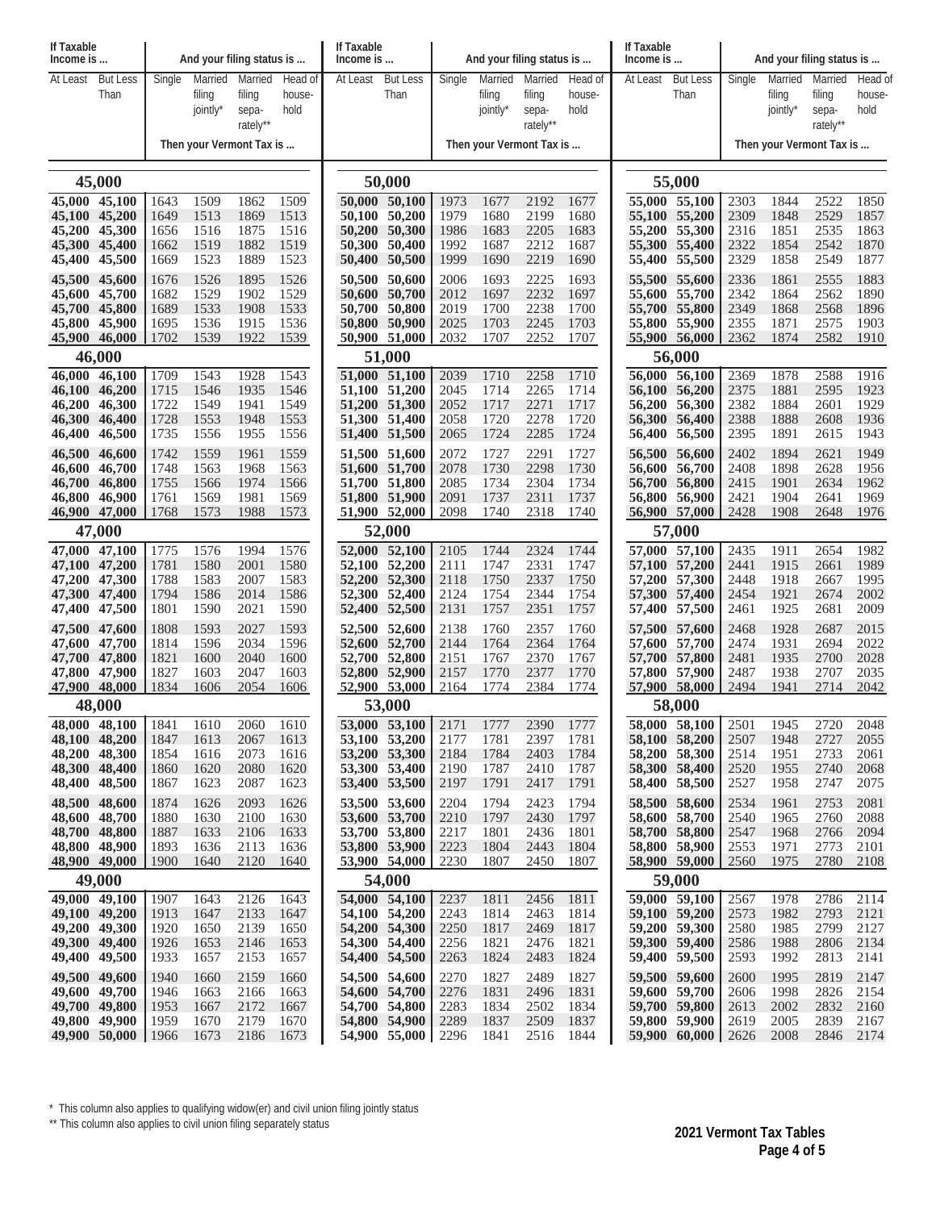| If Taxable Income is ... | | And your filing status is ... | | | |
|---|---|---|---|---|---|
| At Least | But Less Than | Single | Married filing jointly* | Married filing separately** | Head of household |
| | | Then your Vermont Tax is ... | | | |
| **45,000** | | | | | |
| 45,000 | 45,100 | 1643 | 1509 | 1862 | 1509 |
| 45,100 | 45,200 | 1649 | 1513 | 1869 | 1513 |
| 45,200 | 45,300 | 1656 | 1516 | 1875 | 1516 |
| 45,300 | 45,400 | 1662 | 1519 | 1882 | 1519 |
| 45,400 | 45,500 | 1669 | 1523 | 1889 | 1523 |
| 45,500 | 45,600 | 1676 | 1526 | 1895 | 1526 |
| 45,600 | 45,700 | 1682 | 1529 | 1902 | 1529 |
| 45,700 | 45,800 | 1689 | 1533 | 1908 | 1533 |
| 45,800 | 45,900 | 1695 | 1536 | 1915 | 1536 |
| 45,900 | 46,000 | 1702 | 1539 | 1922 | 1539 |
| **46,000** | | | | | |
| 46,000 | 46,100 | 1709 | 1543 | 1928 | 1543 |
| 46,100 | 46,200 | 1715 | 1546 | 1935 | 1546 |
| 46,200 | 46,300 | 1722 | 1549 | 1941 | 1549 |
| 46,300 | 46,400 | 1728 | 1553 | 1948 | 1553 |
| 46,400 | 46,500 | 1735 | 1556 | 1955 | 1556 |
| 46,500 | 46,600 | 1742 | 1559 | 1961 | 1559 |
| 46,600 | 46,700 | 1748 | 1563 | 1968 | 1563 |
| 46,700 | 46,800 | 1755 | 1566 | 1974 | 1566 |
| 46,800 | 46,900 | 1761 | 1569 | 1981 | 1569 |
| 46,900 | 47,000 | 1768 | 1573 | 1988 | 1573 |
| **47,000** | | | | | |
| 47,000 | 47,100 | 1775 | 1576 | 1994 | 1576 |
| 47,100 | 47,200 | 1781 | 1580 | 2001 | 1580 |
| 47,200 | 47,300 | 1788 | 1583 | 2007 | 1583 |
| 47,300 | 47,400 | 1794 | 1586 | 2014 | 1586 |
| 47,400 | 47,500 | 1801 | 1590 | 2021 | 1590 |
| 47,500 | 47,600 | 1808 | 1593 | 2027 | 1593 |
| 47,600 | 47,700 | 1814 | 1596 | 2034 | 1596 |
| 47,700 | 47,800 | 1821 | 1600 | 2040 | 1600 |
| 47,800 | 47,900 | 1827 | 1603 | 2047 | 1603 |
| 47,900 | 48,000 | 1834 | 1606 | 2054 | 1606 |
| **48,000** | | | | | |
| 48,000 | 48,100 | 1841 | 1610 | 2060 | 1610 |
| 48,100 | 48,200 | 1847 | 1613 | 2067 | 1613 |
| 48,200 | 48,300 | 1854 | 1616 | 2073 | 1616 |
| 48,300 | 48,400 | 1860 | 1620 | 2080 | 1620 |
| 48,400 | 48,500 | 1867 | 1623 | 2087 | 1623 |
| 48,500 | 48,600 | 1874 | 1626 | 2093 | 1626 |
| 48,600 | 48,700 | 1880 | 1630 | 2100 | 1630 |
| 48,700 | 48,800 | 1887 | 1633 | 2106 | 1633 |
| 48,800 | 48,900 | 1893 | 1636 | 2113 | 1636 |
| 48,900 | 49,000 | 1900 | 1640 | 2120 | 1640 |
| **49,000** | | | | | |
| 49,000 | 49,100 | 1907 | 1643 | 2126 | 1643 |
| 49,100 | 49,200 | 1913 | 1647 | 2133 | 1647 |
| 49,200 | 49,300 | 1920 | 1650 | 2139 | 1650 |
| 49,300 | 49,400 | 1926 | 1653 | 2146 | 1653 |
| 49,400 | 49,500 | 1933 | 1657 | 2153 | 1657 |
| 49,500 | 49,600 | 1940 | 1660 | 2159 | 1660 |
| 49,600 | 49,700 | 1946 | 1663 | 2166 | 1663 |
| 49,700 | 49,800 | 1953 | 1667 | 2172 | 1667 |
| 49,800 | 49,900 | 1959 | 1670 | 2179 | 1670 |
| 49,900 | 50,000 | 1966 | 1673 | 2186 | 1673 |
| **50,000** | | | | | |
| 50,000 | 50,100 | 1973 | 1677 | 2192 | 1677 |
| 50,100 | 50,200 | 1979 | 1680 | 2199 | 1680 |
| 50,200 | 50,300 | 1986 | 1683 | 2205 | 1683 |
| 50,300 | 50,400 | 1992 | 1687 | 2212 | 1687 |
| 50,400 | 50,500 | 1999 | 1690 | 2219 | 1690 |
| 50,500 | 50,600 | 2006 | 1693 | 2225 | 1693 |
| 50,600 | 50,700 | 2012 | 1697 | 2232 | 1697 |
| 50,700 | 50,800 | 2019 | 1700 | 2238 | 1700 |
| 50,800 | 50,900 | 2025 | 1703 | 2245 | 1703 |
| 50,900 | 51,000 | 2032 | 1707 | 2252 | 1707 |
| **51,000** | | | | | |
| 51,000 | 51,100 | 2039 | 1710 | 2258 | 1710 |
| 51,100 | 51,200 | 2045 | 1714 | 2265 | 1714 |
| 51,200 | 51,300 | 2052 | 1717 | 2271 | 1717 |
| 51,300 | 51,400 | 2058 | 1720 | 2278 | 1720 |
| 51,400 | 51,500 | 2065 | 1724 | 2285 | 1724 |
| 51,500 | 51,600 | 2072 | 1727 | 2291 | 1727 |
| 51,600 | 51,700 | 2078 | 1730 | 2298 | 1730 |
| 51,700 | 51,800 | 2085 | 1734 | 2304 | 1734 |
| 51,800 | 51,900 | 2091 | 1737 | 2311 | 1737 |
| 51,900 | 52,000 | 2098 | 1740 | 2318 | 1740 |
| **52,000** | | | | | |
| 52,000 | 52,100 | 2105 | 1744 | 2324 | 1744 |
| 52,100 | 52,200 | 2111 | 1747 | 2331 | 1747 |
| 52,200 | 52,300 | 2118 | 1750 | 2337 | 1750 |
| 52,300 | 52,400 | 2124 | 1754 | 2344 | 1754 |
| 52,400 | 52,500 | 2131 | 1757 | 2351 | 1757 |
| 52,500 | 52,600 | 2138 | 1760 | 2357 | 1760 |
| 52,600 | 52,700 | 2144 | 1764 | 2364 | 1764 |
| 52,700 | 52,800 | 2151 | 1767 | 2370 | 1767 |
| 52,800 | 52,900 | 2157 | 1770 | 2377 | 1770 |
| 52,900 | 53,000 | 2164 | 1774 | 2384 | 1774 |
| **53,000** | | | | | |
| 53,000 | 53,100 | 2171 | 1777 | 2390 | 1777 |
| 53,100 | 53,200 | 2177 | 1781 | 2397 | 1781 |
| 53,200 | 53,300 | 2184 | 1784 | 2403 | 1784 |
| 53,300 | 53,400 | 2190 | 1787 | 2410 | 1787 |
| 53,400 | 53,500 | 2197 | 1791 | 2417 | 1791 |
| 53,500 | 53,600 | 2204 | 1794 | 2423 | 1794 |
| 53,600 | 53,700 | 2210 | 1797 | 2430 | 1797 |
| 53,700 | 53,800 | 2217 | 1801 | 2436 | 1801 |
| 53,800 | 53,900 | 2223 | 1804 | 2443 | 1804 |
| 53,900 | 54,000 | 2230 | 1807 | 2450 | 1807 |
| **54,000** | | | | | |
| 54,000 | 54,100 | 2237 | 1811 | 2456 | 1811 |
| 54,100 | 54,200 | 2243 | 1814 | 2463 | 1814 |
| 54,200 | 54,300 | 2250 | 1817 | 2469 | 1817 |
| 54,300 | 54,400 | 2256 | 1821 | 2476 | 1821 |
| 54,400 | 54,500 | 2263 | 1824 | 2483 | 1824 |
| 54,500 | 54,600 | 2270 | 1827 | 2489 | 1827 |
| 54,600 | 54,700 | 2276 | 1831 | 2496 | 1831 |
| 54,700 | 54,800 | 2283 | 1834 | 2502 | 1834 |
| 54,800 | 54,900 | 2289 | 1837 | 2509 | 1837 |
| 54,900 | 55,000 | 2296 | 1841 | 2516 | 1844 |
| **55,000** | | | | | |
| 55,000 | 55,100 | 2303 | 1844 | 2522 | 1850 |
| 55,100 | 55,200 | 2309 | 1848 | 2529 | 1857 |
| 55,200 | 55,300 | 2316 | 1851 | 2535 | 1863 |
| 55,300 | 55,400 | 2322 | 1854 | 2542 | 1870 |
| 55,400 | 55,500 | 2329 | 1858 | 2549 | 1877 |
| 55,500 | 55,600 | 2336 | 1861 | 2555 | 1883 |
| 55,600 | 55,700 | 2342 | 1864 | 2562 | 1890 |
| 55,700 | 55,800 | 2349 | 1868 | 2568 | 1896 |
| 55,800 | 55,900 | 2355 | 1871 | 2575 | 1903 |
| 55,900 | 56,000 | 2362 | 1874 | 2582 | 1910 |
| **56,000** | | | | | |
| 56,000 | 56,100 | 2369 | 1878 | 2588 | 1916 |
| 56,100 | 56,200 | 2375 | 1881 | 2595 | 1923 |
| 56,200 | 56,300 | 2382 | 1884 | 2601 | 1929 |
| 56,300 | 56,400 | 2388 | 1888 | 2608 | 1936 |
| 56,400 | 56,500 | 2395 | 1891 | 2615 | 1943 |
| 56,500 | 56,600 | 2402 | 1894 | 2621 | 1949 |
| 56,600 | 56,700 | 2408 | 1898 | 2628 | 1956 |
| 56,700 | 56,800 | 2415 | 1901 | 2634 | 1962 |
| 56,800 | 56,900 | 2421 | 1904 | 2641 | 1969 |
| 56,900 | 57,000 | 2428 | 1908 | 2648 | 1976 |
| **57,000** | | | | | |
| 57,000 | 57,100 | 2435 | 1911 | 2654 | 1982 |
| 57,100 | 57,200 | 2441 | 1915 | 2661 | 1989 |
| 57,200 | 57,300 | 2448 | 1918 | 2667 | 1995 |
| 57,300 | 57,400 | 2454 | 1921 | 2674 | 2002 |
| 57,400 | 57,500 | 2461 | 1925 | 2681 | 2009 |
| 57,500 | 57,600 | 2468 | 1928 | 2687 | 2015 |
| 57,600 | 57,700 | 2474 | 1931 | 2694 | 2022 |
| 57,700 | 57,800 | 2481 | 1935 | 2700 | 2028 |
| 57,800 | 57,900 | 2487 | 1938 | 2707 | 2035 |
| 57,900 | 58,000 | 2494 | 1941 | 2714 | 2042 |
| **58,000** | | | | | |
| 58,000 | 58,100 | 2501 | 1945 | 2720 | 2048 |
| 58,100 | 58,200 | 2507 | 1948 | 2727 | 2055 |
| 58,200 | 58,300 | 2514 | 1951 | 2733 | 2061 |
| 58,300 | 58,400 | 2520 | 1955 | 2740 | 2068 |
| 58,400 | 58,500 | 2527 | 1958 | 2747 | 2075 |
| 58,500 | 58,600 | 2534 | 1961 | 2753 | 2081 |
| 58,600 | 58,700 | 2540 | 1965 | 2760 | 2088 |
| 58,700 | 58,800 | 2547 | 1968 | 2766 | 2094 |
| 58,800 | 58,900 | 2553 | 1971 | 2773 | 2101 |
| 58,900 | 59,000 | 2560 | 1975 | 2780 | 2108 |
| **59,000** | | | | | |
| 59,000 | 59,100 | 2567 | 1978 | 2786 | 2114 |
| 59,100 | 59,200 | 2573 | 1982 | 2793 | 2121 |
| 59,200 | 59,300 | 2580 | 1985 | 2799 | 2127 |
| 59,300 | 59,400 | 2586 | 1988 | 2806 | 2134 |
| 59,400 | 59,500 | 2593 | 1992 | 2813 | 2141 |
| 59,500 | 59,600 | 2600 | 1995 | 2819 | 2147 |
| 59,600 | 59,700 | 2606 | 1998 | 2826 | 2154 |
| 59,700 | 59,800 | 2613 | 2002 | 2832 | 2160 |
| 59,800 | 59,900 | 2619 | 2005 | 2839 | 2167 |
| 59,900 | 60,000 | 2626 | 2008 | 2846 | 2174 |

\* This column also applies to qualifying widow(er) and civil union filing jointly status

\*\* This column also applies to civil union filing separately status

**2021 Vermont Tax Tables**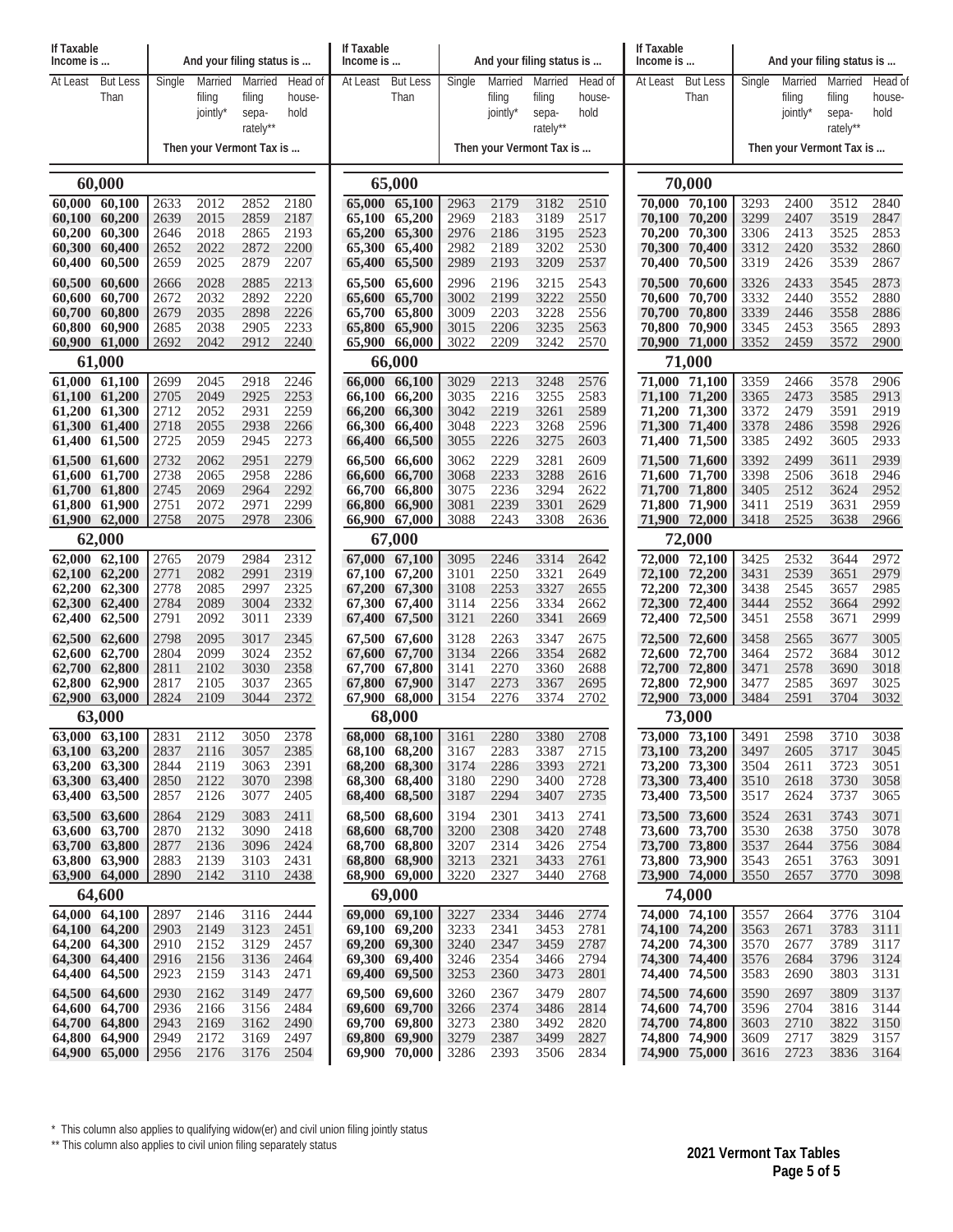| If Taxable Income is ... | | And your filing status is ... | | | |
|---|---|---|---|---|---|
| At Least | But Less Than | Single | Married filing jointly* | Married filing sepa-rately** | Head of house-hold |
| | | Then your Vermont Tax is ... | | | |
| **60,000** | | | | | |
| 60,000 | 60,100 | 2633 | 2012 | 2852 | 2180 |
| 60,100 | 60,200 | 2639 | 2015 | 2859 | 2187 |
| 60,200 | 60,300 | 2646 | 2018 | 2865 | 2193 |
| 60,300 | 60,400 | 2652 | 2022 | 2872 | 2200 |
| 60,400 | 60,500 | 2659 | 2025 | 2879 | 2207 |
| 60,500 | 60,600 | 2666 | 2028 | 2885 | 2213 |
| 60,600 | 60,700 | 2672 | 2032 | 2892 | 2220 |
| 60,700 | 60,800 | 2679 | 2035 | 2898 | 2226 |
| 60,800 | 60,900 | 2685 | 2038 | 2905 | 2233 |
| 60,900 | 61,000 | 2692 | 2042 | 2912 | 2240 |
| **61,000** | | | | | |
| 61,000 | 61,100 | 2699 | 2045 | 2918 | 2246 |
| 61,100 | 61,200 | 2705 | 2049 | 2925 | 2253 |
| 61,200 | 61,300 | 2712 | 2052 | 2931 | 2259 |
| 61,300 | 61,400 | 2718 | 2055 | 2938 | 2266 |
| 61,400 | 61,500 | 2725 | 2059 | 2945 | 2273 |
| 61,500 | 61,600 | 2732 | 2062 | 2951 | 2279 |
| 61,600 | 61,700 | 2738 | 2065 | 2958 | 2286 |
| 61,700 | 61,800 | 2745 | 2069 | 2964 | 2292 |
| 61,800 | 61,900 | 2751 | 2072 | 2971 | 2299 |
| 61,900 | 62,000 | 2758 | 2075 | 2978 | 2306 |
| **62,000** | | | | | |
| 62,000 | 62,100 | 2765 | 2079 | 2984 | 2312 |
| 62,100 | 62,200 | 2771 | 2082 | 2991 | 2319 |
| 62,200 | 62,300 | 2778 | 2085 | 2997 | 2325 |
| 62,300 | 62,400 | 2784 | 2089 | 3004 | 2332 |
| 62,400 | 62,500 | 2791 | 2092 | 3011 | 2339 |
| 62,500 | 62,600 | 2798 | 2095 | 3017 | 2345 |
| 62,600 | 62,700 | 2804 | 2099 | 3024 | 2352 |
| 62,700 | 62,800 | 2811 | 2102 | 3030 | 2358 |
| 62,800 | 62,900 | 2817 | 2105 | 3037 | 2365 |
| 62,900 | 63,000 | 2824 | 2109 | 3044 | 2372 |
| **63,000** | | | | | |
| 63,000 | 63,100 | 2831 | 2112 | 3050 | 2378 |
| 63,100 | 63,200 | 2837 | 2116 | 3057 | 2385 |
| 63,200 | 63,300 | 2844 | 2119 | 3063 | 2391 |
| 63,300 | 63,400 | 2850 | 2122 | 3070 | 2398 |
| 63,400 | 63,500 | 2857 | 2126 | 3077 | 2405 |
| 63,500 | 63,600 | 2864 | 2129 | 3083 | 2411 |
| 63,600 | 63,700 | 2870 | 2132 | 3090 | 2418 |
| 63,700 | 63,800 | 2877 | 2136 | 3096 | 2424 |
| 63,800 | 63,900 | 2883 | 2139 | 3103 | 2431 |
| 63,900 | 64,000 | 2890 | 2142 | 3110 | 2438 |
| **64,600** | | | | | |
| 64,000 | 64,100 | 2897 | 2146 | 3116 | 2444 |
| 64,100 | 64,200 | 2903 | 2149 | 3123 | 2451 |
| 64,200 | 64,300 | 2910 | 2152 | 3129 | 2457 |
| 64,300 | 64,400 | 2916 | 2156 | 3136 | 2464 |
| 64,400 | 64,500 | 2923 | 2159 | 3143 | 2471 |
| 64,500 | 64,600 | 2930 | 2162 | 3149 | 2477 |
| 64,600 | 64,700 | 2936 | 2166 | 3156 | 2484 |
| 64,700 | 64,800 | 2943 | 2169 | 3162 | 2490 |
| 64,800 | 64,900 | 2949 | 2172 | 3169 | 2497 |
| 64,900 | 65,000 | 2956 | 2176 | 3176 | 2504 |
| **65,000** | | | | | |
| 65,000 | 65,100 | 2963 | 2179 | 3182 | 2510 |
| 65,100 | 65,200 | 2969 | 2183 | 3189 | 2517 |
| 65,200 | 65,300 | 2976 | 2186 | 3195 | 2523 |
| 65,300 | 65,400 | 2982 | 2189 | 3202 | 2530 |
| 65,400 | 65,500 | 2989 | 2193 | 3209 | 2537 |
| 65,500 | 65,600 | 2996 | 2196 | 3215 | 2543 |
| 65,600 | 65,700 | 3002 | 2199 | 3222 | 2550 |
| 65,700 | 65,800 | 3009 | 2203 | 3228 | 2556 |
| 65,800 | 65,900 | 3015 | 2206 | 3235 | 2563 |
| 65,900 | 66,000 | 3022 | 2209 | 3242 | 2570 |
| **66,000** | | | | | |
| 66,000 | 66,100 | 3029 | 2213 | 3248 | 2576 |
| 66,100 | 66,200 | 3035 | 2216 | 3255 | 2583 |
| 66,200 | 66,300 | 3042 | 2219 | 3261 | 2589 |
| 66,300 | 66,400 | 3048 | 2223 | 3268 | 2596 |
| 66,400 | 66,500 | 3055 | 2226 | 3275 | 2603 |
| 66,500 | 66,600 | 3062 | 2229 | 3281 | 2609 |
| 66,600 | 66,700 | 3068 | 2233 | 3288 | 2616 |
| 66,700 | 66,800 | 3075 | 2236 | 3294 | 2622 |
| 66,800 | 66,900 | 3081 | 2239 | 3301 | 2629 |
| 66,900 | 67,000 | 3088 | 2243 | 3308 | 2636 |
| **67,000** | | | | | |
| 67,000 | 67,100 | 3095 | 2246 | 3314 | 2642 |
| 67,100 | 67,200 | 3101 | 2250 | 3321 | 2649 |
| 67,200 | 67,300 | 3108 | 2253 | 3327 | 2655 |
| 67,300 | 67,400 | 3114 | 2256 | 3334 | 2662 |
| 67,400 | 67,500 | 3121 | 2260 | 3341 | 2669 |
| 67,500 | 67,600 | 3128 | 2263 | 3347 | 2675 |
| 67,600 | 67,700 | 3134 | 2266 | 3354 | 2682 |
| 67,700 | 67,800 | 3141 | 2270 | 3360 | 2688 |
| 67,800 | 67,900 | 3147 | 2273 | 3367 | 2695 |
| 67,900 | 68,000 | 3154 | 2276 | 3374 | 2702 |
| **68,000** | | | | | |
| 68,000 | 68,100 | 3161 | 2280 | 3380 | 2708 |
| 68,100 | 68,200 | 3167 | 2283 | 3387 | 2715 |
| 68,200 | 68,300 | 3174 | 2286 | 3393 | 2721 |
| 68,300 | 68,400 | 3180 | 2290 | 3400 | 2728 |
| 68,400 | 68,500 | 3187 | 2294 | 3407 | 2735 |
| 68,500 | 68,600 | 3194 | 2301 | 3413 | 2741 |
| 68,600 | 68,700 | 3200 | 2308 | 3420 | 2748 |
| 68,700 | 68,800 | 3207 | 2314 | 3426 | 2754 |
| 68,800 | 68,900 | 3213 | 2321 | 3433 | 2761 |
| 68,900 | 69,000 | 3220 | 2327 | 3440 | 2768 |
| **69,000** | | | | | |
| 69,000 | 69,100 | 3227 | 2334 | 3446 | 2774 |
| 69,100 | 69,200 | 3233 | 2341 | 3453 | 2781 |
| 69,200 | 69,300 | 3240 | 2347 | 3459 | 2787 |
| 69,300 | 69,400 | 3246 | 2354 | 3466 | 2794 |
| 69,400 | 69,500 | 3253 | 2360 | 3473 | 2801 |
| 69,500 | 69,600 | 3260 | 2367 | 3479 | 2807 |
| 69,600 | 69,700 | 3266 | 2374 | 3486 | 2814 |
| 69,700 | 69,800 | 3273 | 2380 | 3492 | 2820 |
| 69,800 | 69,900 | 3279 | 2387 | 3499 | 2827 |
| 69,900 | 70,000 | 3286 | 2393 | 3506 | 2834 |
| **70,000** | | | | | |
| 70,000 | 70,100 | 3293 | 2400 | 3512 | 2840 |
| 70,100 | 70,200 | 3299 | 2407 | 3519 | 2847 |
| 70,200 | 70,300 | 3306 | 2413 | 3525 | 2853 |
| 70,300 | 70,400 | 3312 | 2420 | 3532 | 2860 |
| 70,400 | 70,500 | 3319 | 2426 | 3539 | 2867 |
| 70,500 | 70,600 | 3326 | 2433 | 3545 | 2873 |
| 70,600 | 70,700 | 3332 | 2440 | 3552 | 2880 |
| 70,700 | 70,800 | 3339 | 2446 | 3558 | 2886 |
| 70,800 | 70,900 | 3345 | 2453 | 3565 | 2893 |
| 70,900 | 71,000 | 3352 | 2459 | 3572 | 2900 |
| **71,000** | | | | | |
| 71,000 | 71,100 | 3359 | 2466 | 3578 | 2906 |
| 71,100 | 71,200 | 3365 | 2473 | 3585 | 2913 |
| 71,200 | 71,300 | 3372 | 2479 | 3591 | 2919 |
| 71,300 | 71,400 | 3378 | 2486 | 3598 | 2926 |
| 71,400 | 71,500 | 3385 | 2492 | 3605 | 2933 |
| 71,500 | 71,600 | 3392 | 2499 | 3611 | 2939 |
| 71,600 | 71,700 | 3398 | 2506 | 3618 | 2946 |
| 71,700 | 71,800 | 3405 | 2512 | 3624 | 2952 |
| 71,800 | 71,900 | 3411 | 2519 | 3631 | 2959 |
| 71,900 | 72,000 | 3418 | 2525 | 3638 | 2966 |
| **72,000** | | | | | |
| 72,000 | 72,100 | 3425 | 2532 | 3644 | 2972 |
| 72,100 | 72,200 | 3431 | 2539 | 3651 | 2979 |
| 72,200 | 72,300 | 3438 | 2545 | 3657 | 2985 |
| 72,300 | 72,400 | 3444 | 2552 | 3664 | 2992 |
| 72,400 | 72,500 | 3451 | 2558 | 3671 | 2999 |
| 72,500 | 72,600 | 3458 | 2565 | 3677 | 3005 |
| 72,600 | 72,700 | 3464 | 2572 | 3684 | 3012 |
| 72,700 | 72,800 | 3471 | 2578 | 3690 | 3018 |
| 72,800 | 72,900 | 3477 | 2585 | 3697 | 3025 |
| 72,900 | 73,000 | 3484 | 2591 | 3704 | 3032 |
| **73,000** | | | | | |
| 73,000 | 73,100 | 3491 | 2598 | 3710 | 3038 |
| 73,100 | 73,200 | 3497 | 2605 | 3717 | 3045 |
| 73,200 | 73,300 | 3504 | 2611 | 3723 | 3051 |
| 73,300 | 73,400 | 3510 | 2618 | 3730 | 3058 |
| 73,400 | 73,500 | 3517 | 2624 | 3737 | 3065 |
| 73,500 | 73,600 | 3524 | 2631 | 3743 | 3071 |
| 73,600 | 73,700 | 3530 | 2638 | 3750 | 3078 |
| 73,700 | 73,800 | 3537 | 2644 | 3756 | 3084 |
| 73,800 | 73,900 | 3543 | 2651 | 3763 | 3091 |
| 73,900 | 74,000 | 3550 | 2657 | 3770 | 3098 |
| **74,000** | | | | | |
| 74,000 | 74,100 | 3557 | 2664 | 3776 | 3104 |
| 74,100 | 74,200 | 3563 | 2671 | 3783 | 3111 |
| 74,200 | 74,300 | 3570 | 2677 | 3789 | 3117 |
| 74,300 | 74,400 | 3576 | 2684 | 3796 | 3124 |
| 74,400 | 74,500 | 3583 | 2690 | 3803 | 3131 |
| 74,500 | 74,600 | 3590 | 2697 | 3809 | 3137 |
| 74,600 | 74,700 | 3596 | 2704 | 3816 | 3144 |
| 74,700 | 74,800 | 3603 | 2710 | 3822 | 3150 |
| 74,800 | 74,900 | 3609 | 2717 | 3829 | 3157 |
| 74,900 | 75,000 | 3616 | 2723 | 3836 | 3164 |

\* This column also applies to qualifying widow(er) and civil union filing jointly status

\*\* This column also applies to civil union filing separately status

**2021 Vermont Tax Tables**